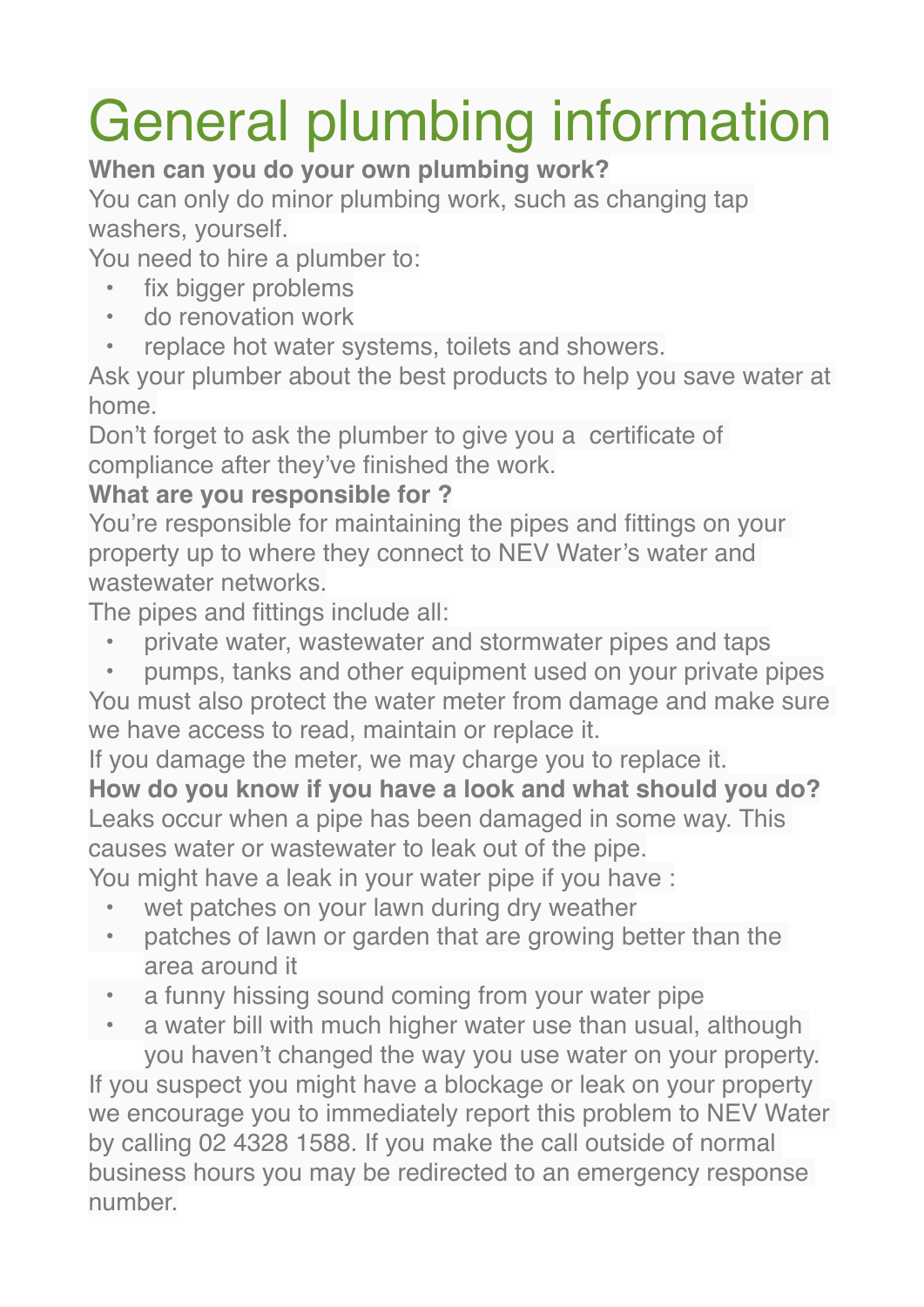# General plumbing information

**When can you do your own plumbing work?**

You can only do minor plumbing work, such as changing tap washers, yourself.

You need to hire a plumber to:

- fix bigger problems
- do renovation work
- replace hot water systems, toilets and showers.

Ask your plumber about the best products to help you save water at home.

Don't forget to ask the plumber to give you a certificate of compliance after they've finished the work.

**What are you responsible for ?**

You're responsible for maintaining the pipes and fittings on your property up to where they connect to NEV Water's water and wastewater networks.

The pipes and fittings include all:

- private water, wastewater and stormwater pipes and taps
- pumps, tanks and other equipment used on your private pipes

You must also protect the water meter from damage and make sure we have access to read, maintain or replace it.

If you damage the meter, we may charge you to replace it.

**How do you know if you have a look and what should you do?**

Leaks occur when a pipe has been damaged in some way. This causes water or wastewater to leak out of the pipe.

You might have a leak in your water pipe if you have :

- wet patches on your lawn during dry weather
- patches of lawn or garden that are growing better than the area around it
- a funny hissing sound coming from your water pipe
- a water bill with much higher water use than usual, although you haven't changed the way you use water on your property.

If you suspect you might have a blockage or leak on your property we encourage you to immediately report this problem to NEV Water by calling 02 4328 1588. If you make the call outside of normal business hours you may be redirected to an emergency response number.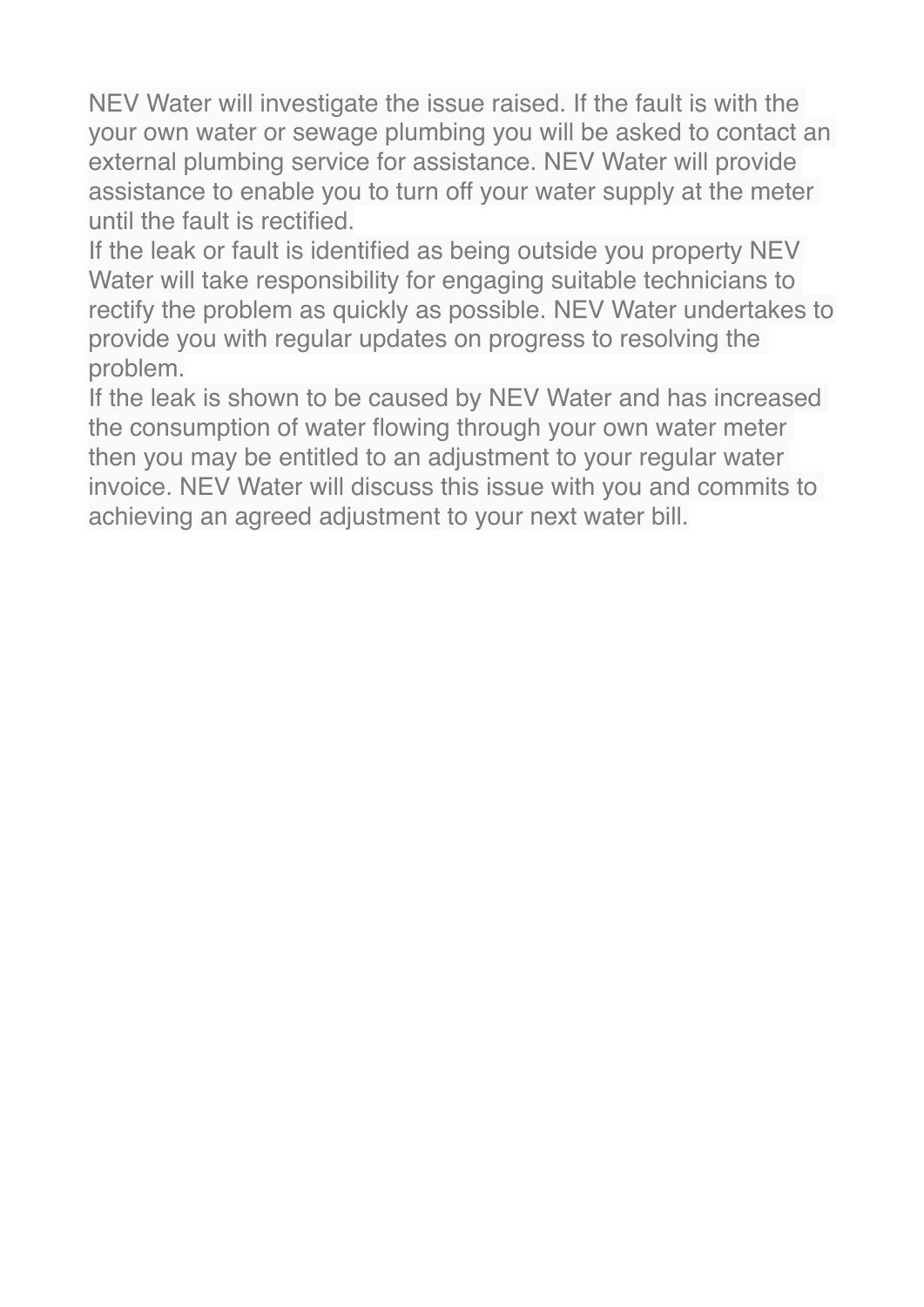NEV Water will investigate the issue raised. If the fault is with the your own water or sewage plumbing you will be asked to contact an external plumbing service for assistance. NEV Water will provide assistance to enable you to turn off your water supply at the meter until the fault is rectified.

If the leak or fault is identified as being outside you property NEV Water will take responsibility for engaging suitable technicians to rectify the problem as quickly as possible. NEV Water undertakes to provide you with regular updates on progress to resolving the problem.

If the leak is shown to be caused by NEV Water and has increased the consumption of water flowing through your own water meter then you may be entitled to an adjustment to your regular water invoice. NEV Water will discuss this issue with you and commits to achieving an agreed adjustment to your next water bill.